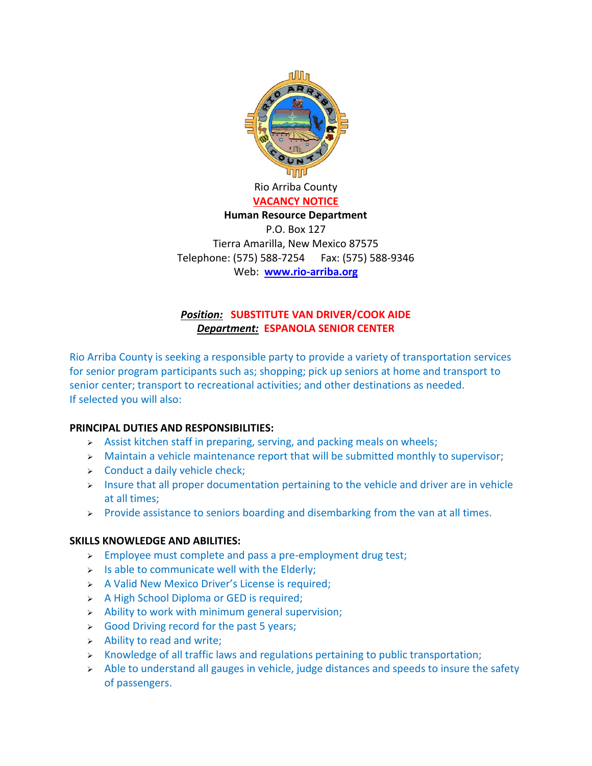Rio Arriba County

**VACANCY NOTICE**

**Human Resource Department**

P.O. Box 127

Tierra Amarilla, New Mexico 87575

Telephone: (575) 588-7254 Fax: (575) 588-9346

Web: **www.rio-arriba.org**

***Position:*** **SUBSTITUTE VAN DRIVER/COOK AIDE**

***Department:*** **ESPANOLA SENIOR CENTER**

Rio Arriba County is seeking a responsible party to provide a variety of transportation services for senior program participants such as; shopping; pick up seniors at home and transport to senior center; transport to recreational activities; and other destinations as needed.
If selected you will also:

**PRINCIPAL DUTIES AND RESPONSIBILITIES:**

- Assist kitchen staff in preparing, serving, and packing meals on wheels;
- Maintain a vehicle maintenance report that will be submitted monthly to supervisor;
- Conduct a daily vehicle check;
- Insure that all proper documentation pertaining to the vehicle and driver are in vehicle at all times;
- Provide assistance to seniors boarding and disembarking from the van at all times.

**SKILLS KNOWLEDGE AND ABILITIES:**

- Employee must complete and pass a pre-employment drug test;
- Is able to communicate well with the Elderly;
- A Valid New Mexico Driver's License is required;
- A High School Diploma or GED is required;
- Ability to work with minimum general supervision;
- Good Driving record for the past 5 years;
- Ability to read and write;
- Knowledge of all traffic laws and regulations pertaining to public transportation;
- Able to understand all gauges in vehicle, judge distances and speeds to insure the safety of passengers.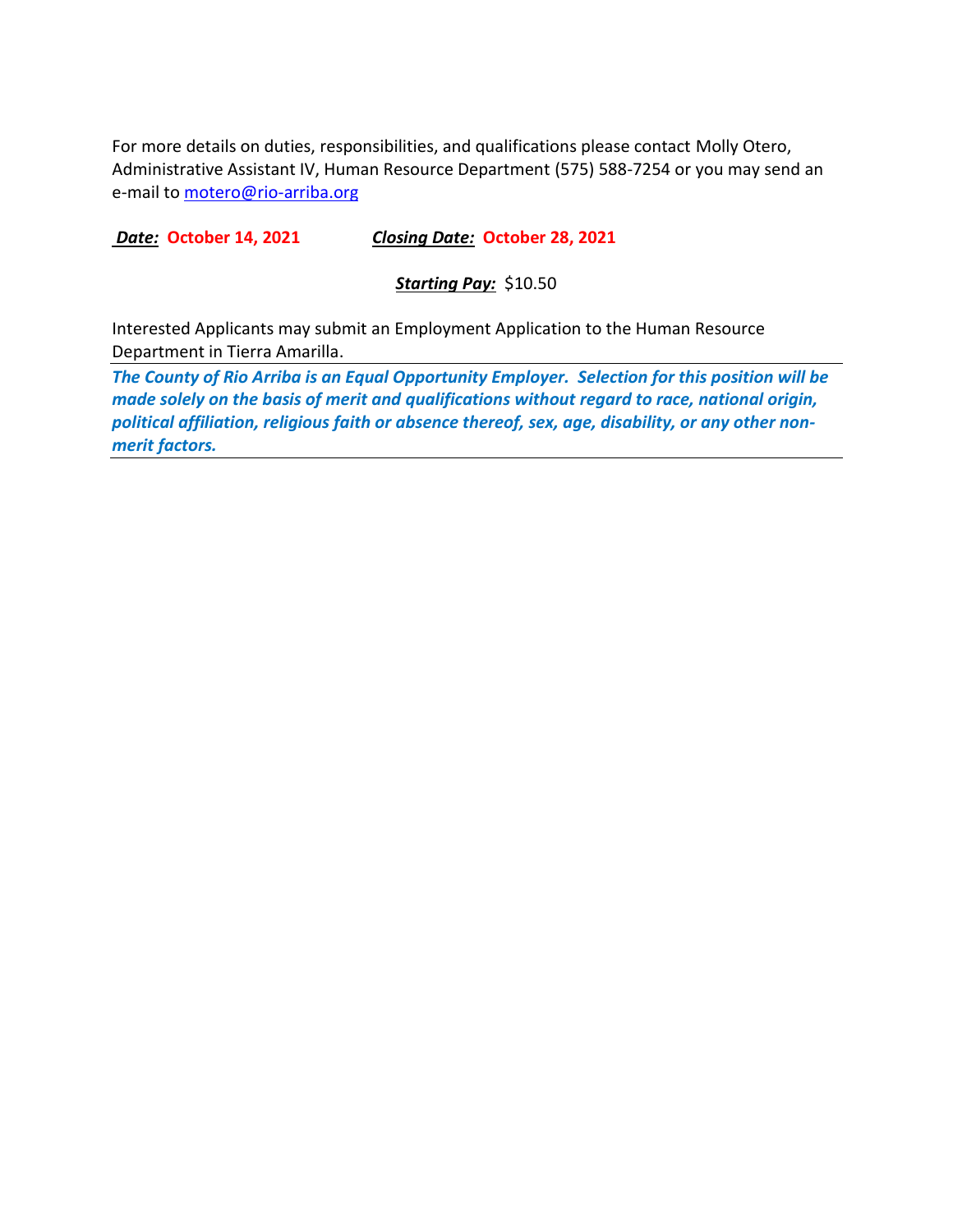For more details on duties, responsibilities, and qualifications please contact Molly Otero, Administrative Assistant IV, Human Resource Department (575) 588-7254 or you may send an e-mail to motero@rio-arriba.org

***Date:*** **October 14, 2021** ***Closing Date:*** **October 28, 2021**

***Starting Pay:*** $10.50

Interested Applicants may submit an Employment Application to the Human Resource Department in Tierra Amarilla.

---

***The County of Rio Arriba is an Equal Opportunity Employer. Selection for this position will be made solely on the basis of merit and qualifications without regard to race, national origin, political affiliation, religious faith or absence thereof, sex, age, disability, or any other non-merit factors.***

---